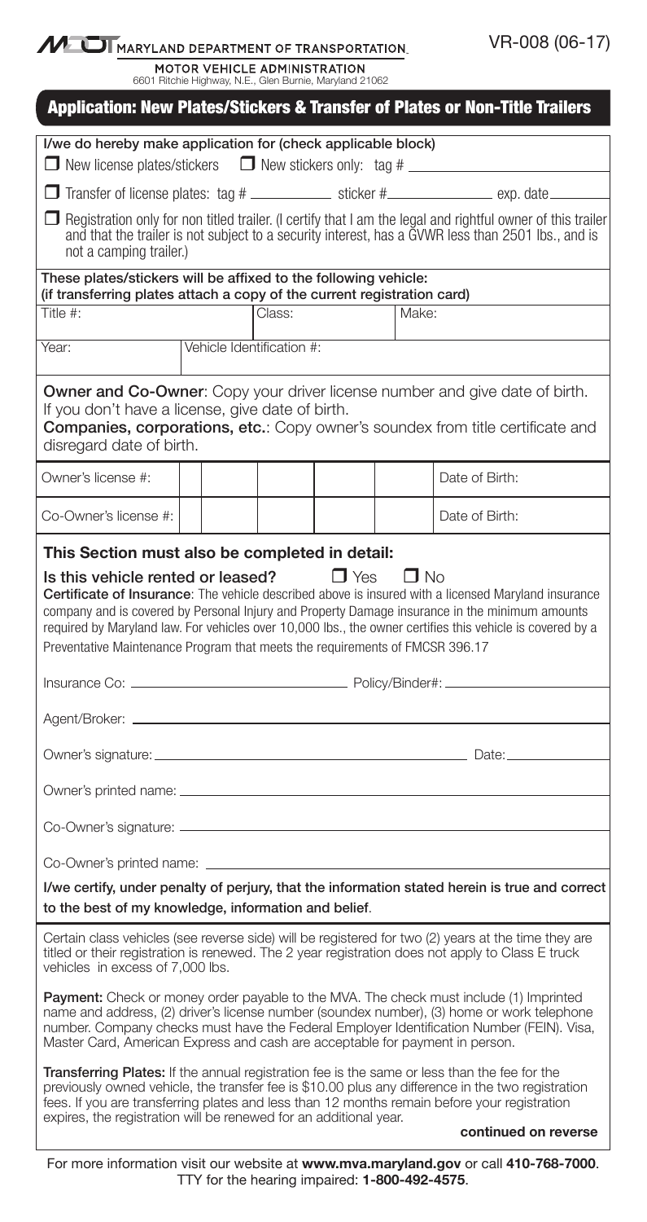MARYLAND DEPARTMENT OF TRANSPORTATION

VR-008 (06-17)

MOTOR VEHICLE ADMINISTRATION
6601 Ritchie Highway, N.E., Glen Burnie, Maryland 21062

# Application: New Plates/Stickers & Transfer of Plates or Non-Title Trailers

**I/we do hereby make application for (check applicable block)**

☐ New license plates/stickers ☐ New stickers only: tag # ____________

☐ Transfer of license plates: tag # ____________ sticker # ____________ exp. date ________

☐ Registration only for non titled trailer. (I certify that I am the legal and rightful owner of this trailer and that the trailer is not subject to a security interest, has a GVWR less than 2501 lbs., and is not a camping trailer.)

**These plates/stickers will be affixed to the following vehicle:**
**(if transferring plates attach a copy of the current registration card)**

| Title #: | Class: | Make: |
|---|---|---|
| Year: | Vehicle Identification #: | |

**Owner and Co-Owner**: Copy your driver license number and give date of birth. If you don't have a license, give date of birth.
**Companies, corporations, etc.**: Copy owner's soundex from title certificate and disregard date of birth.

| Owner's license #: | | | | | | Date of Birth: |
|---|---|---|---|---|---|---|
| Co-Owner's license #: | | | | | | Date of Birth: |

**This Section must also be completed in detail:**

**Is this vehicle rented or leased?** ☐ Yes ☐ No

**Certificate of Insurance**: The vehicle described above is insured with a licensed Maryland insurance company and is covered by Personal Injury and Property Damage insurance in the minimum amounts required by Maryland law. For vehicles over 10,000 lbs., the owner certifies this vehicle is covered by a Preventative Maintenance Program that meets the requirements of FMCSR 396.17

Insurance Co: ____________________ Policy/Binder#: ____________________

Agent/Broker: ____________________

Owner's signature: ____________________ Date: ____________

Owner's printed name: ____________________

Co-Owner's signature: ____________________

Co-Owner's printed name: ____________________

**I/we certify, under penalty of perjury, that the information stated herein is true and correct to the best of my knowledge, information and belief**.

Certain class vehicles (see reverse side) will be registered for two (2) years at the time they are titled or their registration is renewed. The 2 year registration does not apply to Class E truck vehicles in excess of 7,000 lbs.

**Payment:** Check or money order payable to the MVA. The check must include (1) Imprinted name and address, (2) driver's license number (soundex number), (3) home or work telephone number. Company checks must have the Federal Employer Identification Number (FEIN). Visa, Master Card, American Express and cash are acceptable for payment in person.

**Transferring Plates:** If the annual registration fee is the same or less than the fee for the previously owned vehicle, the transfer fee is $10.00 plus any difference in the two registration fees. If you are transferring plates and less than 12 months remain before your registration expires, the registration will be renewed for an additional year.

**continued on reverse**

For more information visit our website at **www.mva.maryland.gov** or call **410-768-7000**.
TTY for the hearing impaired: **1-800-492-4575**.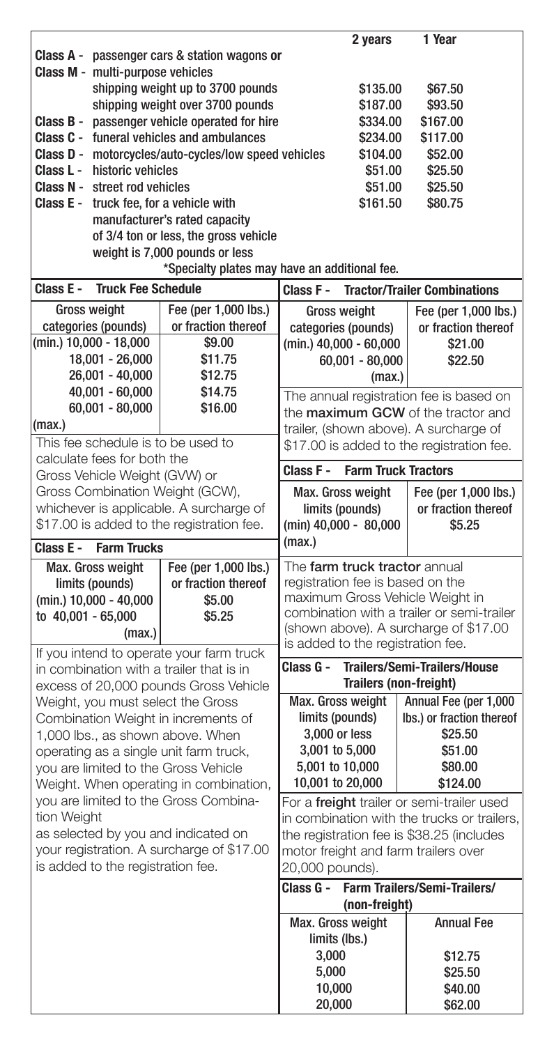| | | 2 years | 1 Year |
|---|---|---|---|
| **Class A -** passenger cars & station wagons **or** | | | |
| **Class M -** multi-purpose vehicles | | | |
| | shipping weight up to 3700 pounds | $135.00 | $67.50 |
| | shipping weight over 3700 pounds | $187.00 | $93.50 |
| **Class B -** | passenger vehicle operated for hire | $334.00 | $167.00 |
| **Class C -** | funeral vehicles and ambulances | $234.00 | $117.00 |
| **Class D -** | motorcycles/auto-cycles/low speed vehicles | $104.00 | $52.00 |
| **Class L -** | historic vehicles | $51.00 | $25.50 |
| **Class N -** | street rod vehicles | $51.00 | $25.50 |
| **Class E -** | truck fee, for a vehicle with manufacturer's rated capacity of 3/4 ton or less, the gross vehicle weight is 7,000 pounds or less | $161.50 | $80.75 |

*Specialty plates may have an additional fee.

## Class E - Truck Fee Schedule

| Gross weight categories (pounds) | Fee (per 1,000 lbs.) or fraction thereof |
|---|---|
| (min.) 10,000 - 18,000 | $9.00 |
| 18,001 - 26,000 | $11.75 |
| 26,001 - 40,000 | $12.75 |
| 40,001 - 60,000 | $14.75 |
| 60,001 - 80,000 (max.) | $16.00 |

This fee schedule is to be used to calculate fees for both the Gross Vehicle Weight (GVW) or Gross Combination Weight (GCW), whichever is applicable. A surcharge of $17.00 is added to the registration fee.

## Class E - Farm Trucks

| Max. Gross weight limits (pounds) | Fee (per 1,000 lbs.) or fraction thereof |
|---|---|
| (min.) 10,000 - 40,000 | $5.00 |
| to 40,001 - 65,000 (max.) | $5.25 |

If you intend to operate your farm truck in combination with a trailer that is in excess of 20,000 pounds Gross Vehicle Weight, you must select the Gross Combination Weight in increments of 1,000 lbs., as shown above. When operating as a single unit farm truck, you are limited to the Gross Vehicle Weight. When operating in combination, you are limited to the Gross Combination Weight as selected by you and indicated on your registration. A surcharge of $17.00 is added to the registration fee.

## Class F - Tractor/Trailer Combinations

| Gross weight categories (pounds) | Fee (per 1,000 lbs.) or fraction thereof |
|---|---|
| (min.) 40,000 - 60,000 | $21.00 |
| 60,001 - 80,000 (max.) | $22.50 |

The annual registration fee is based on the **maximum GCW** of the tractor and trailer, (shown above). A surcharge of $17.00 is added to the registration fee.

## Class F - Farm Truck Tractors

| Max. Gross weight limits (pounds) | Fee (per 1,000 lbs.) or fraction thereof |
|---|---|
| (min) 40,000 - 80,000 (max.) | $5.25 |

The **farm truck tractor** annual registration fee is based on the maximum Gross Vehicle Weight in combination with a trailer or semi-trailer (shown above). A surcharge of $17.00 is added to the registration fee.

## Class G - Trailers/Semi-Trailers/House Trailers (non-freight)

| Max. Gross weight limits (pounds) | Annual Fee (per 1,000 lbs.) or fraction thereof |
|---|---|
| 3,000 or less | $25.50 |
| 3,001 to 5,000 | $51.00 |
| 5,001 to 10,000 | $80.00 |
| 10,001 to 20,000 | $124.00 |

For a **freight** trailer or semi-trailer used in combination with the trucks or trailers, the registration fee is $38.25 (includes motor freight and farm trailers over 20,000 pounds).

## Class G - Farm Trailers/Semi-Trailers/ (non-freight)

| Max. Gross weight limits (lbs.) | Annual Fee |
|---|---|
| 3,000 | $12.75 |
| 5,000 | $25.50 |
| 10,000 | $40.00 |
| 20,000 | $62.00 |